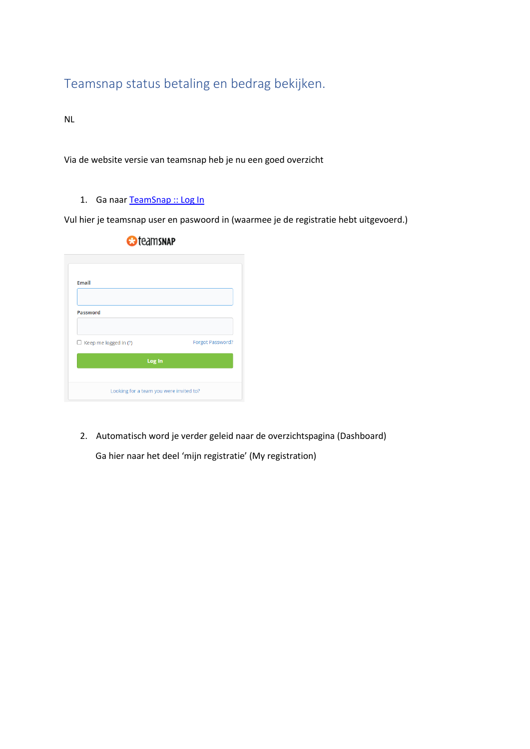# Teamsnap status betaling en bedrag bekijken.

NL

Via de website versie van teamsnap heb je nu een goed overzicht

1. Ga naar TeamSnap :: Log In

Vul hier je teamsnap user en paswoord in (waarmee je de registratie hebt uitgevoerd.)

2. Automatisch word je verder geleid naar de overzichtspagina (Dashboard)

   Ga hier naar het deel 'mijn registratie' (My registration)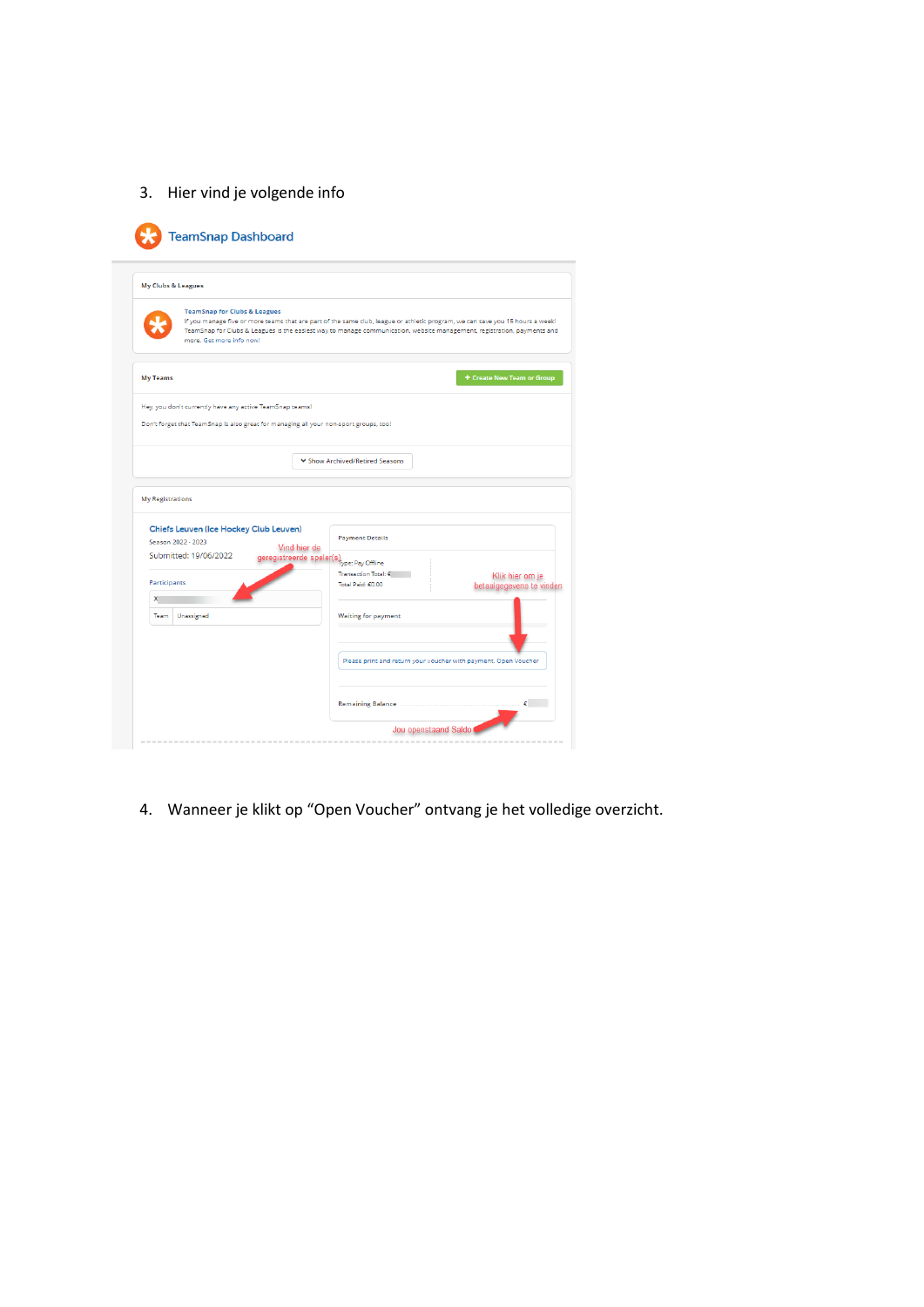3. Hier vind je volgende info

4. Wanneer je klikt op "Open Voucher" ontvang je het volledige overzicht.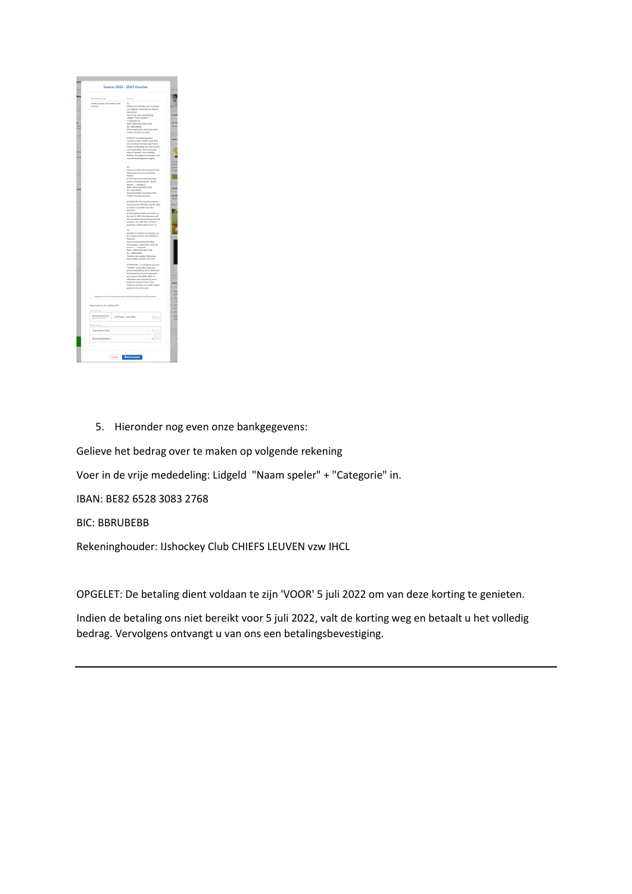5. Hieronder nog even onze bankgegevens:

Gelieve het bedrag over te maken op volgende rekening

Voer in de vrije mededeling: Lidgeld "Naam speler" + "Categorie" in.

IBAN: BE82 6528 3083 2768

BIC: BBRUBEBB

Rekeninghouder: IJshockey Club CHIEFS LEUVEN vzw IHCL

OPGELET: De betaling dient voldaan te zijn 'VOOR' 5 juli 2022 om van deze korting te genieten.

Indien de betaling ons niet bereikt voor 5 juli 2022, valt de korting weg en betaalt u het volledig bedrag. Vervolgens ontvangt u van ons een betalingsbevestiging.

---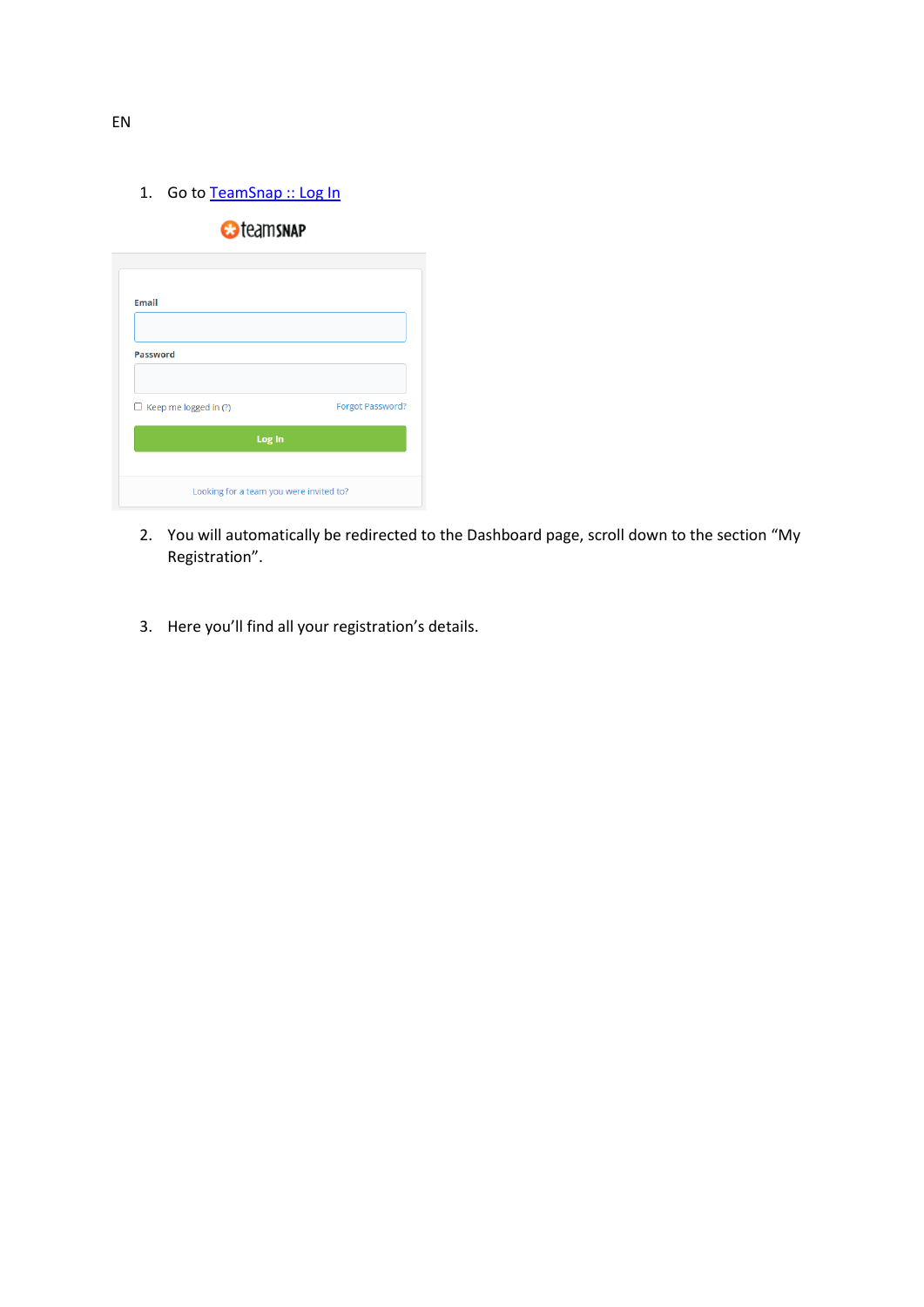EN

1. Go to TeamSnap :: Log In

2. You will automatically be redirected to the Dashboard page, scroll down to the section "My Registration".

3. Here you'll find all your registration's details.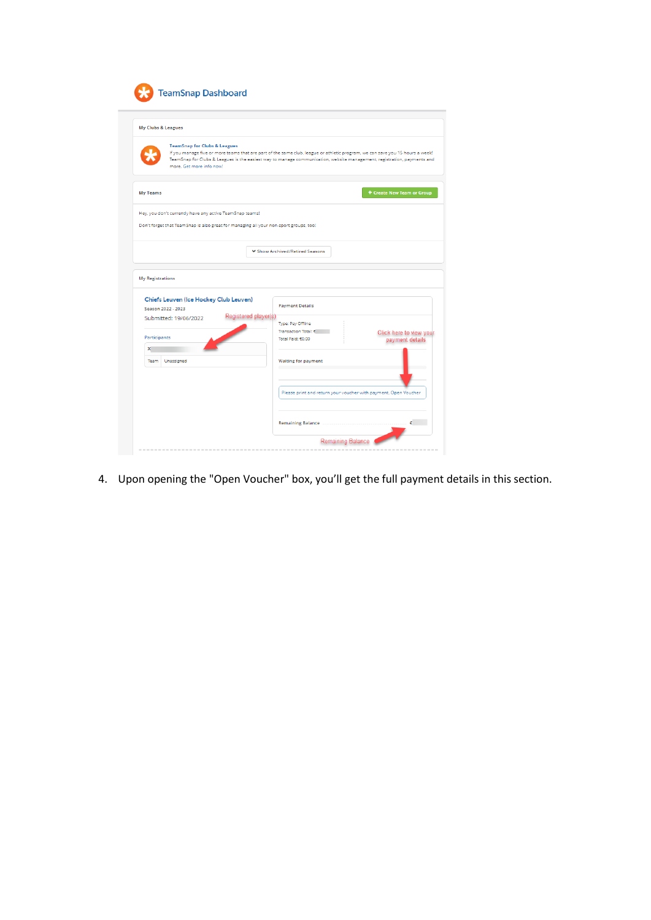TeamSnap Dashboard

My Clubs & Leagues

TeamSnap for Clubs & Leagues
If you manage five or more teams that are part of the same club, league or athletic program, we can save you 15 hours a week! TeamSnap for Clubs & Leagues is the easiest way to manage communication, website management, registration, payments and more. Get more info now!

My Teams

+ Create New Team or Group

Hey, you don't currently have any active TeamSnap teams!

Don't forget that TeamSnap is also great for managing all your non-sport groups, too!

Show Archived/Retired Seasons

My Registrations

Chiefs Leuven (Ice Hockey Club Leuven)
Season 2022 - 2023
Submitted: 19/06/2022

Registered player(s)

Participants

Team Unassigned

Payment Details

Type: Pay Offline
Transaction Total: €
Total Paid: €0.00

Click here to view your payment details

Waiting for payment

Please print and return your voucher with payment. Open Voucher

Remaining Balance €

Remaining Balance

4. Upon opening the "Open Voucher" box, you'll get the full payment details in this section.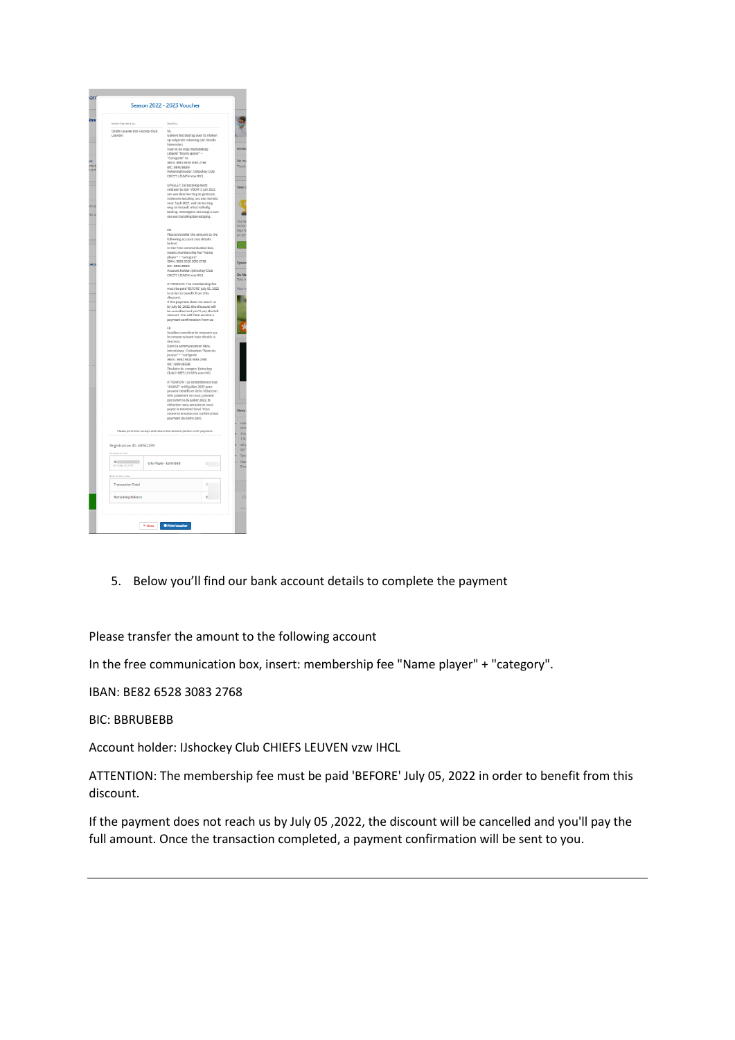5. Below you'll find our bank account details to complete the payment

Please transfer the amount to the following account

In the free communication box, insert: membership fee "Name player" + "category".

IBAN: BE82 6528 3083 2768

BIC: BBRUBEBB

Account holder: IJshockey Club CHIEFS LEUVEN vzw IHCL

ATTENTION: The membership fee must be paid 'BEFORE' July 05, 2022 in order to benefit from this discount.

If the payment does not reach us by July 05 ,2022, the discount will be cancelled and you'll pay the full amount. Once the transaction completed, a payment confirmation will be sent to you.

---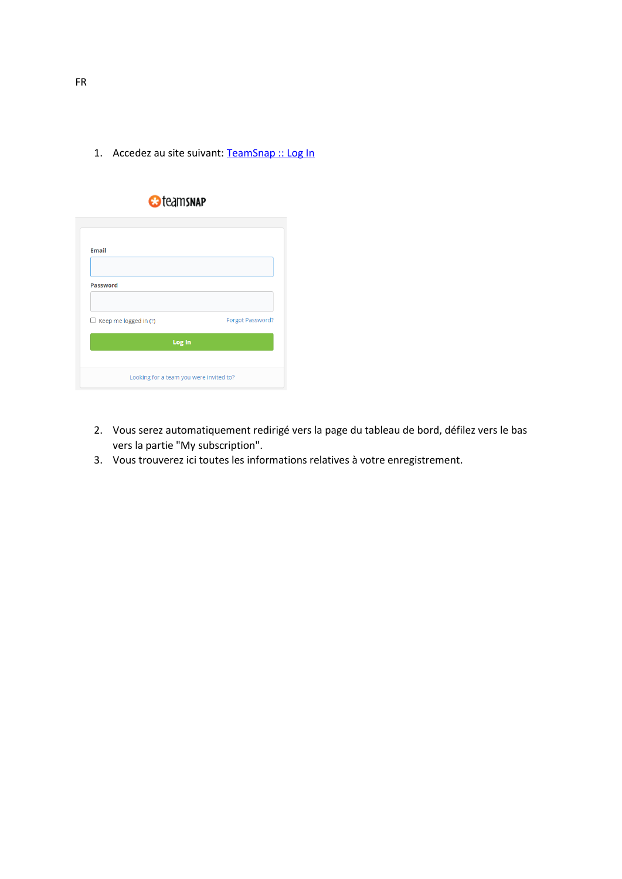FR

1. Accedez au site suivant: [TeamSnap :: Log In]()

2. Vous serez automatiquement redirigé vers la page du tableau de bord, défilez vers le bas vers la partie "My subscription".
3. Vous trouverez ici toutes les informations relatives à votre enregistrement.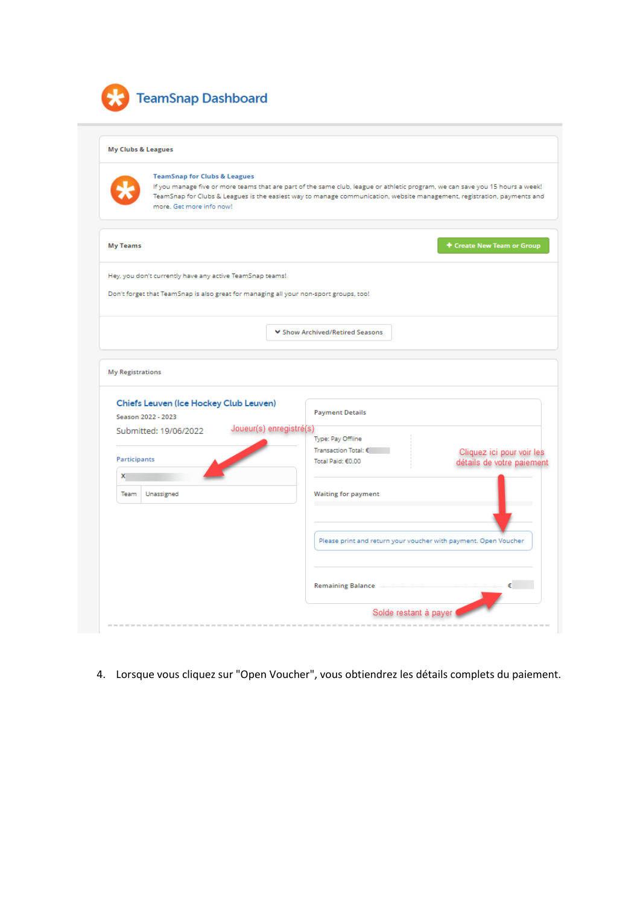# TeamSnap Dashboard

**My Clubs & Leagues**

**TeamSnap for Clubs & Leagues**

If you manage five or more teams that are part of the same club, league or athletic program, we can save you 15 hours a week! TeamSnap for Clubs & Leagues is the easiest way to manage communication, website management, registration, payments and more. Get more info now!

**My Teams**

+ Create New Team or Group

Hey, you don't currently have any active TeamSnap teams!

Don't forget that TeamSnap is also great for managing all your non-sport groups, too!

Show Archived/Retired Seasons

**My Registrations**

**Chiefs Leuven (Ice Hockey Club Leuven)**

Season 2022 - 2023

Submitted: 19/06/2022

Joueur(s) enregistré(s)

**Participants**

| | |
|---|---|
| X | |
| Team | Unassigned |

**Payment Details**

Type: Pay Offline

Transaction Total: €

Total Paid: €0.00

Cliquez ici pour voir les détails de votre paiement

Waiting for payment

Please print and return your voucher with payment. Open Voucher

Remaining Balance €

Solde restant à payer

4. Lorsque vous cliquez sur "Open Voucher", vous obtiendrez les détails complets du paiement.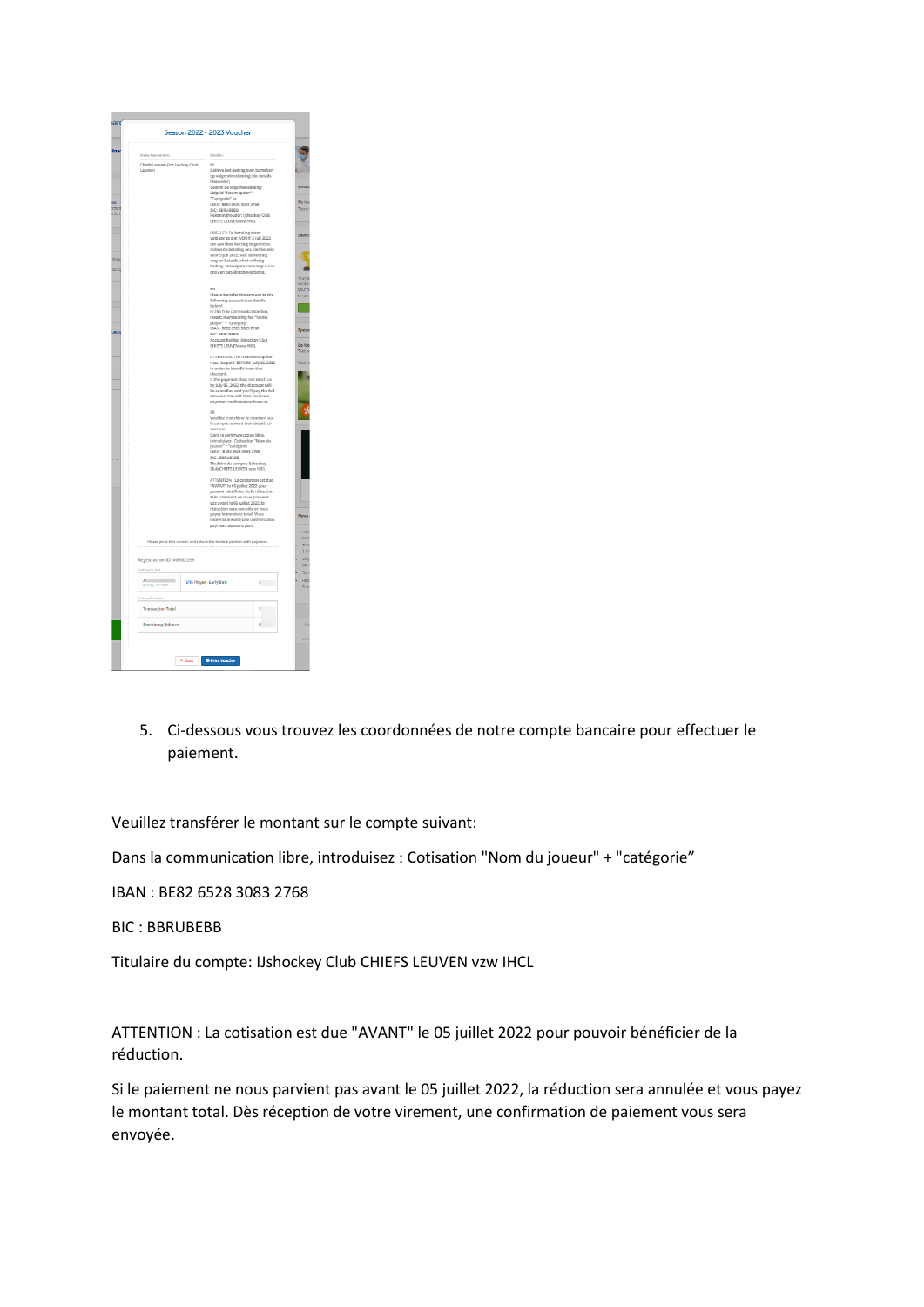5. Ci-dessous vous trouvez les coordonnées de notre compte bancaire pour effectuer le paiement.

Veuillez transférer le montant sur le compte suivant:

Dans la communication libre, introduisez : Cotisation "Nom du joueur" + "catégorie”

IBAN : BE82 6528 3083 2768

BIC : BBRUBEBB

Titulaire du compte: IJshockey Club CHIEFS LEUVEN vzw IHCL

ATTENTION : La cotisation est due "AVANT" le 05 juillet 2022 pour pouvoir bénéficier de la réduction.

Si le paiement ne nous parvient pas avant le 05 juillet 2022, la réduction sera annulée et vous payez le montant total. Dès réception de votre virement, une confirmation de paiement vous sera envoyée.